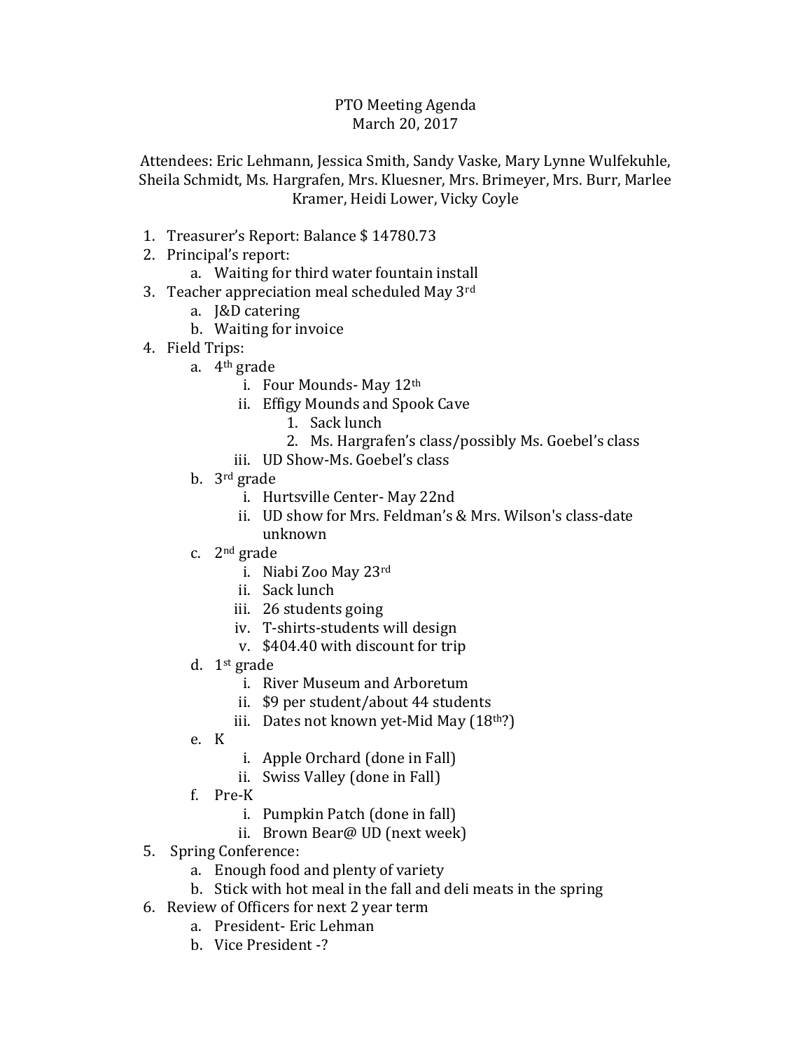# PTO Meeting Agenda

March 20, 2017

Attendees: Eric Lehmann, Jessica Smith, Sandy Vaske, Mary Lynne Wulfekuhle, Sheila Schmidt, Ms. Hargrafen, Mrs. Kluesner, Mrs. Brimeyer, Mrs. Burr, Marlee Kramer, Heidi Lower, Vicky Coyle

1. Treasurer's Report: Balance $ 14780.73
2. Principal's report:
   a. Waiting for third water fountain install
3. Teacher appreciation meal scheduled May 3rd
   a. J&D catering
   b. Waiting for invoice
4. Field Trips:
   a. 4th grade
      i. Four Mounds- May 12th
      ii. Effigy Mounds and Spook Cave
         1. Sack lunch
         2. Ms. Hargrafen's class/possibly Ms. Goebel's class
      iii. UD Show-Ms. Goebel's class
   b. 3rd grade
      i. Hurtsville Center- May 22nd
      ii. UD show for Mrs. Feldman's & Mrs. Wilson's class-date unknown
   c. 2nd grade
      i. Niabi Zoo May 23rd
      ii. Sack lunch
      iii. 26 students going
      iv. T-shirts-students will design
      v. $404.40 with discount for trip
   d. 1st grade
      i. River Museum and Arboretum
      ii. $9 per student/about 44 students
      iii. Dates not known yet-Mid May (18th?)
   e. K
      i. Apple Orchard (done in Fall)
      ii. Swiss Valley (done in Fall)
   f. Pre-K
      i. Pumpkin Patch (done in fall)
      ii. Brown Bear@ UD (next week)
5. Spring Conference:
   a. Enough food and plenty of variety
   b. Stick with hot meal in the fall and deli meats in the spring
6. Review of Officers for next 2 year term
   a. President- Eric Lehman
   b. Vice President -?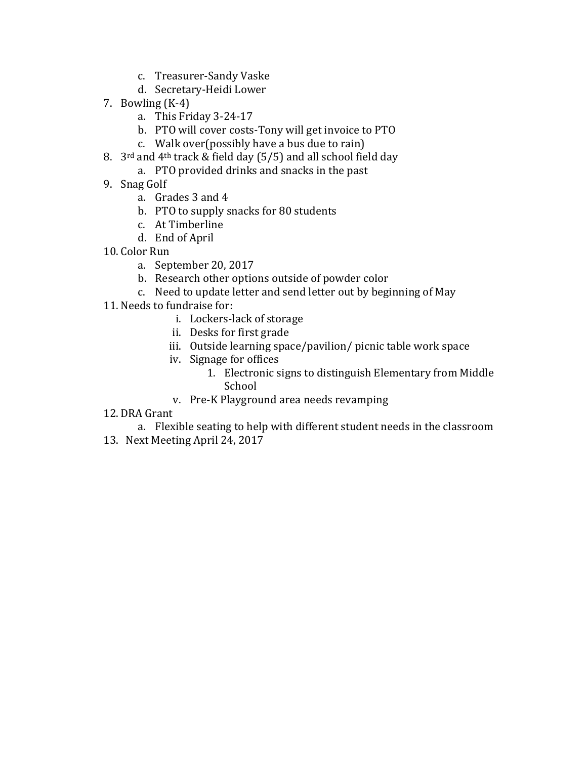c. Treasurer-Sandy Vaske
   d. Secretary-Heidi Lower

7. Bowling (K-4)
   a. This Friday 3-24-17
   b. PTO will cover costs-Tony will get invoice to PTO
   c. Walk over(possibly have a bus due to rain)
8. 3rd and 4th track & field day (5/5) and all school field day
   a. PTO provided drinks and snacks in the past
9. Snag Golf
   a. Grades 3 and 4
   b. PTO to supply snacks for 80 students
   c. At Timberline
   d. End of April
10. Color Run
    a. September 20, 2017
    b. Research other options outside of powder color
    c. Need to update letter and send letter out by beginning of May
11. Needs to fundraise for:
    i. Lockers-lack of storage
    ii. Desks for first grade
    iii. Outside learning space/pavilion/ picnic table work space
    iv. Signage for offices
        1. Electronic signs to distinguish Elementary from Middle School
    v. Pre-K Playground area needs revamping
12. DRA Grant
    a. Flexible seating to help with different student needs in the classroom
13. Next Meeting April 24, 2017